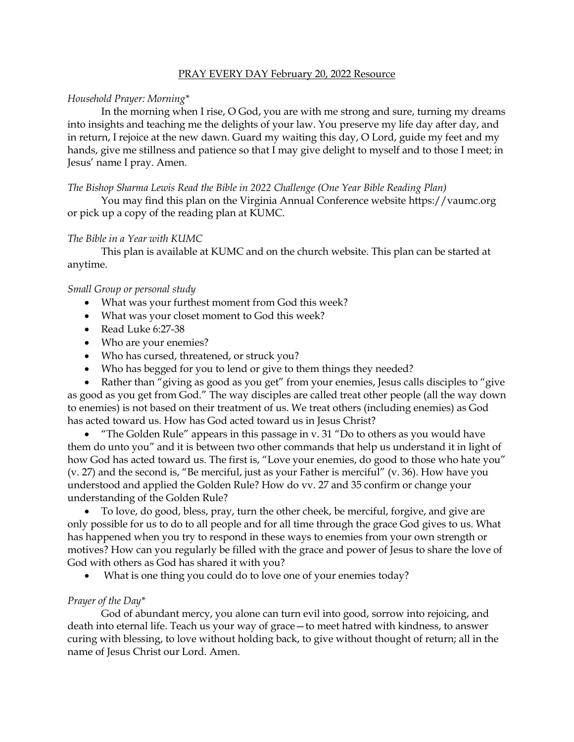# PRAY EVERY DAY February 20, 2022 Resource

*Household Prayer: Morning\**

In the morning when I rise, O God, you are with me strong and sure, turning my dreams into insights and teaching me the delights of your law. You preserve my life day after day, and in return, I rejoice at the new dawn. Guard my waiting this day, O Lord, guide my feet and my hands, give me stillness and patience so that I may give delight to myself and to those I meet; in Jesus' name I pray. Amen.

*The Bishop Sharma Lewis Read the Bible in 2022 Challenge (One Year Bible Reading Plan)*

You may find this plan on the Virginia Annual Conference website https://vaumc.org or pick up a copy of the reading plan at KUMC.

*The Bible in a Year with KUMC*

This plan is available at KUMC and on the church website. This plan can be started at anytime.

*Small Group or personal study*

- What was your furthest moment from God this week?
- What was your closet moment to God this week?
- Read Luke 6:27-38
- Who are your enemies?
- Who has cursed, threatened, or struck you?
- Who has begged for you to lend or give to them things they needed?
- Rather than "giving as good as you get" from your enemies, Jesus calls disciples to "give as good as you get from God." The way disciples are called treat other people (all the way down to enemies) is not based on their treatment of us. We treat others (including enemies) as God has acted toward us. How has God acted toward us in Jesus Christ?
- "The Golden Rule" appears in this passage in v. 31 "Do to others as you would have them do unto you" and it is between two other commands that help us understand it in light of how God has acted toward us. The first is, "Love your enemies, do good to those who hate you" (v. 27) and the second is, "Be merciful, just as your Father is merciful" (v. 36). How have you understood and applied the Golden Rule? How do vv. 27 and 35 confirm or change your understanding of the Golden Rule?
- To love, do good, bless, pray, turn the other cheek, be merciful, forgive, and give are only possible for us to do to all people and for all time through the grace God gives to us. What has happened when you try to respond in these ways to enemies from your own strength or motives? How can you regularly be filled with the grace and power of Jesus to share the love of God with others as God has shared it with you?
- What is one thing you could do to love one of your enemies today?

*Prayer of the Day\**

God of abundant mercy, you alone can turn evil into good, sorrow into rejoicing, and death into eternal life. Teach us your way of grace—to meet hatred with kindness, to answer curing with blessing, to love without holding back, to give without thought of return; all in the name of Jesus Christ our Lord. Amen.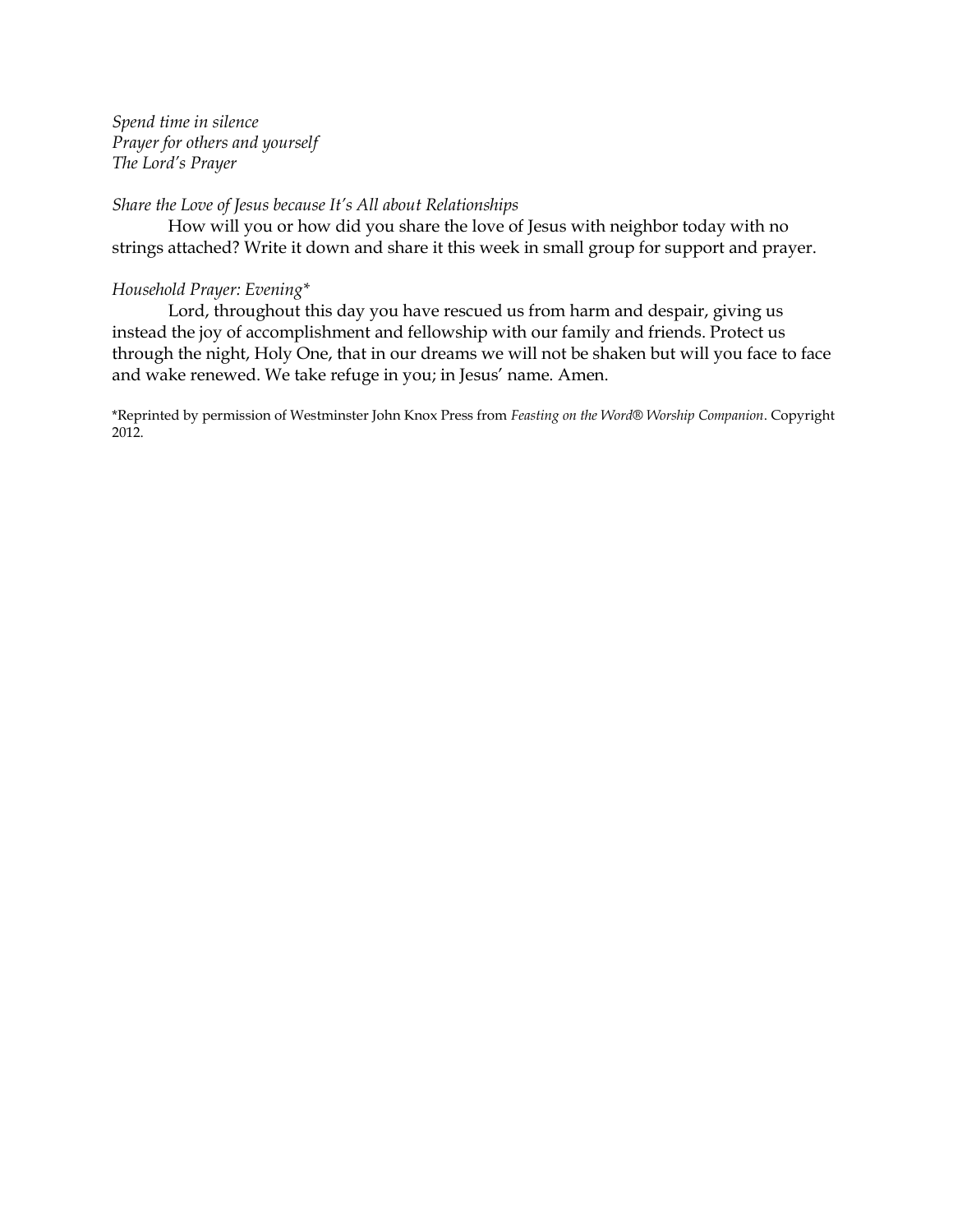*Spend time in silence*
*Prayer for others and yourself*
*The Lord's Prayer*

*Share the Love of Jesus because It's All about Relationships*

How will you or how did you share the love of Jesus with neighbor today with no strings attached? Write it down and share it this week in small group for support and prayer.

*Household Prayer: Evening**

Lord, throughout this day you have rescued us from harm and despair, giving us instead the joy of accomplishment and fellowship with our family and friends. Protect us through the night, Holy One, that in our dreams we will not be shaken but will you face to face and wake renewed. We take refuge in you; in Jesus' name. Amen.

*Reprinted by permission of Westminster John Knox Press from *Feasting on the Word® Worship Companion*. Copyright 2012.